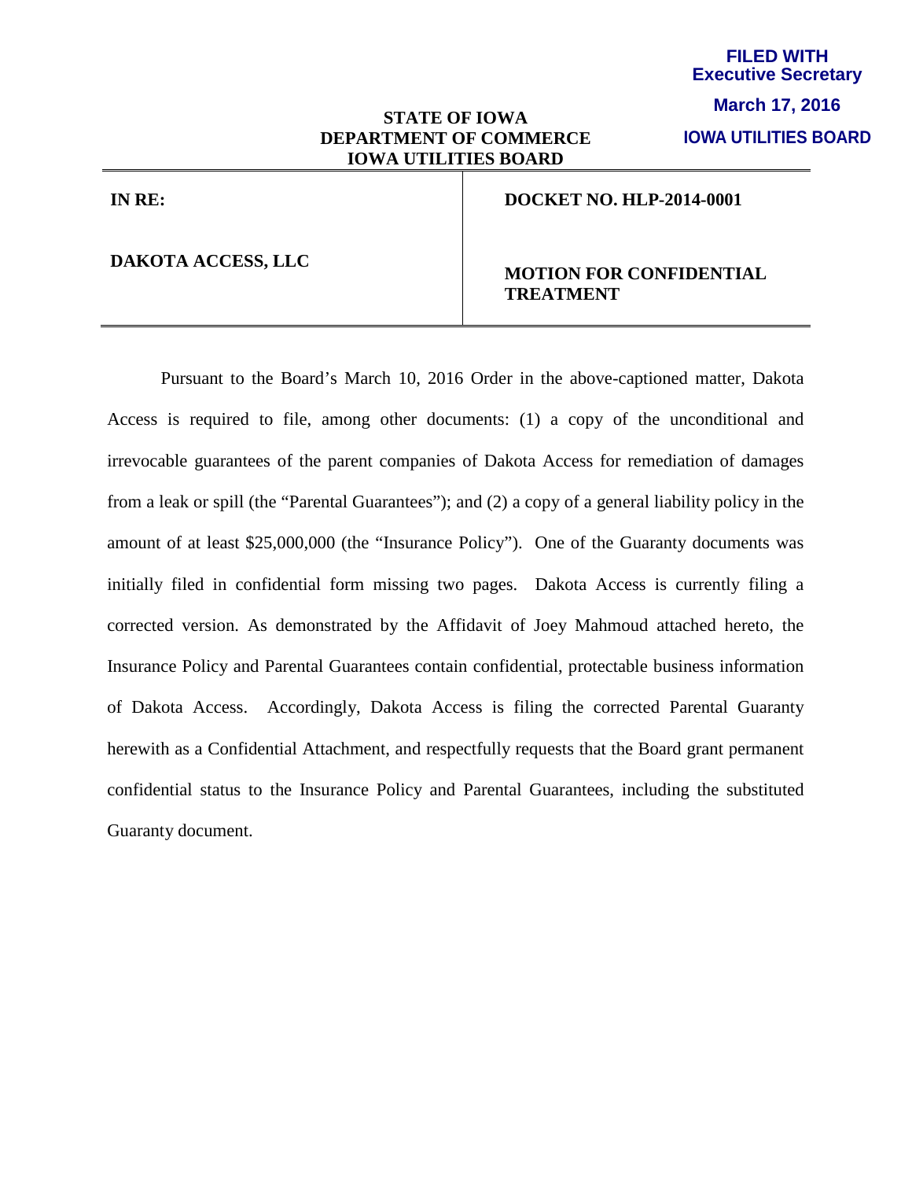**FILED WITH**
**Executive Secretary**
**March 17, 2016**
**IOWA UTILITIES BOARD**

**STATE OF IOWA**
**DEPARTMENT OF COMMERCE**
**IOWA UTILITIES BOARD**

| **IN RE:** | **DOCKET NO. HLP-2014-0001** |
| --- | --- |
| **DAKOTA ACCESS, LLC** | **MOTION FOR CONFIDENTIAL TREATMENT** |

Pursuant to the Board's March 10, 2016 Order in the above-captioned matter, Dakota Access is required to file, among other documents: (1) a copy of the unconditional and irrevocable guarantees of the parent companies of Dakota Access for remediation of damages from a leak or spill (the "Parental Guarantees"); and (2) a copy of a general liability policy in the amount of at least $25,000,000 (the "Insurance Policy"). One of the Guaranty documents was initially filed in confidential form missing two pages. Dakota Access is currently filing a corrected version. As demonstrated by the Affidavit of Joey Mahmoud attached hereto, the Insurance Policy and Parental Guarantees contain confidential, protectable business information of Dakota Access. Accordingly, Dakota Access is filing the corrected Parental Guaranty herewith as a Confidential Attachment, and respectfully requests that the Board grant permanent confidential status to the Insurance Policy and Parental Guarantees, including the substituted Guaranty document.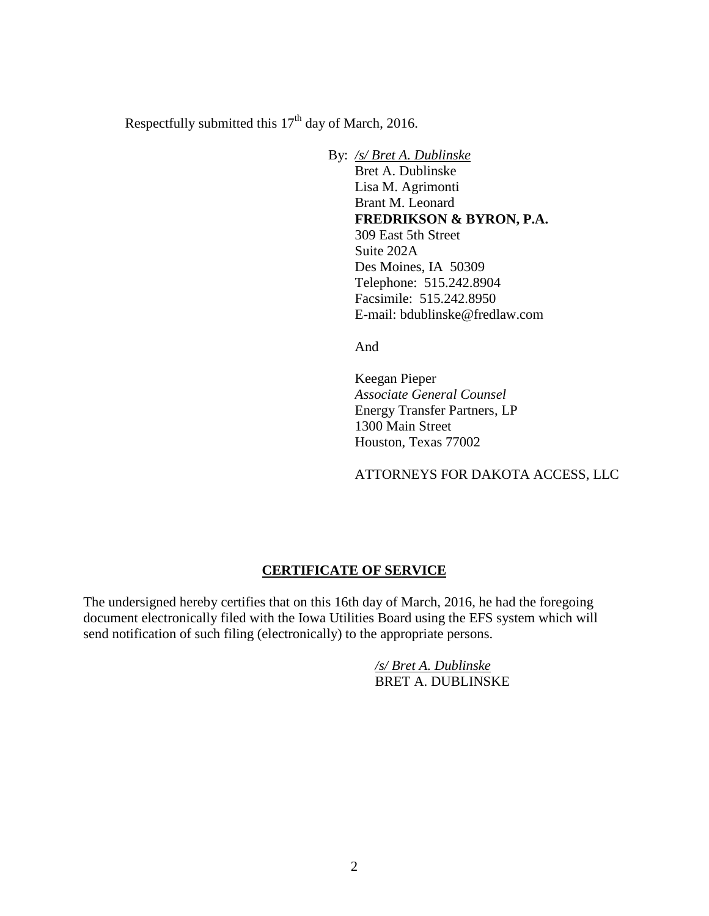Respectfully submitted this 17th day of March, 2016.

By: */s/ Bret A. Dublinske*
Bret A. Dublinske
Lisa M. Agrimonti
Brant M. Leonard
**FREDRIKSON & BYRON, P.A.**
309 East 5th Street
Suite 202A
Des Moines, IA 50309
Telephone: 515.242.8904
Facsimile: 515.242.8950
E-mail: bdublinske@fredlaw.com

And

Keegan Pieper
*Associate General Counsel*
Energy Transfer Partners, LP
1300 Main Street
Houston, Texas 77002

ATTORNEYS FOR DAKOTA ACCESS, LLC

## CERTIFICATE OF SERVICE

The undersigned hereby certifies that on this 16th day of March, 2016, he had the foregoing document electronically filed with the Iowa Utilities Board using the EFS system which will send notification of such filing (electronically) to the appropriate persons.

*/s/ Bret A. Dublinske*
BRET A. DUBLINSKE